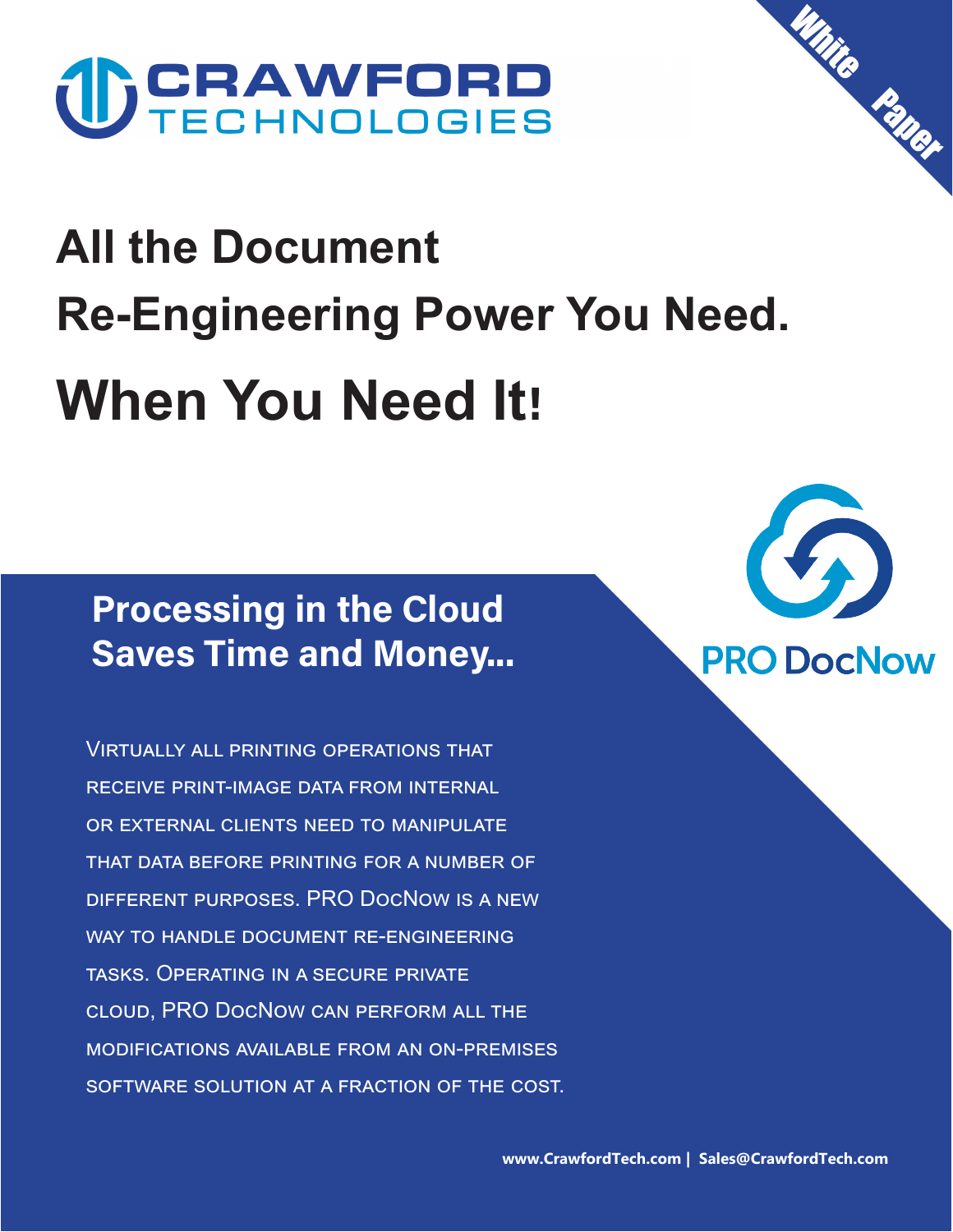CRAWFORD TECHNOLOGIES

White Paper

# All the Document Re-Engineering Power You Need. When You Need It!

PRO DocNow

## Processing in the Cloud Saves Time and Money...

Virtually all printing operations that receive print-image data from internal or external clients need to manipulate that data before printing for a number of different purposes. PRO DocNow is a new way to handle document re-engineering tasks. Operating in a secure private cloud, PRO DocNow can perform all the modifications available from an on-premises software solution at a fraction of the cost.

**www.CrawfordTech.com | Sales@CrawfordTech.com**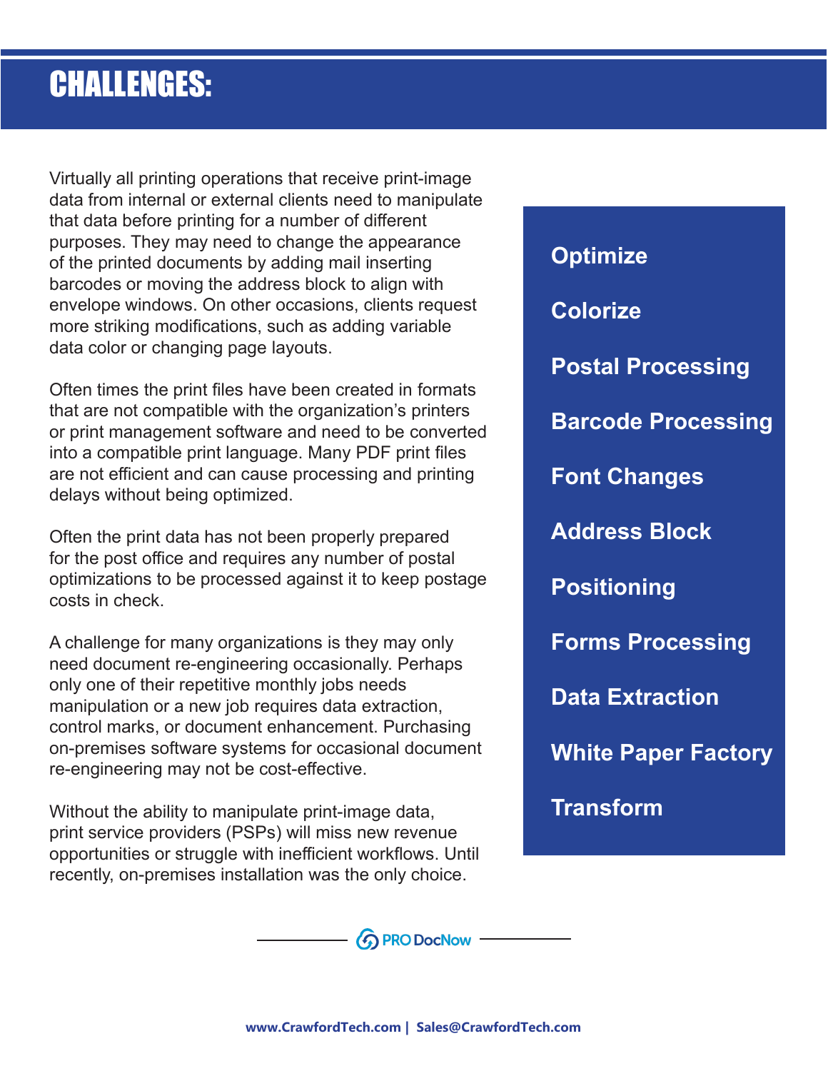# CHALLENGES:

Virtually all printing operations that receive print-image data from internal or external clients need to manipulate that data before printing for a number of different purposes. They may need to change the appearance of the printed documents by adding mail inserting barcodes or moving the address block to align with envelope windows. On other occasions, clients request more striking modifications, such as adding variable data color or changing page layouts.

Often times the print files have been created in formats that are not compatible with the organization's printers or print management software and need to be converted into a compatible print language. Many PDF print files are not efficient and can cause processing and printing delays without being optimized.

Often the print data has not been properly prepared for the post office and requires any number of postal optimizations to be processed against it to keep postage costs in check.

A challenge for many organizations is they may only need document re-engineering occasionally. Perhaps only one of their repetitive monthly jobs needs manipulation or a new job requires data extraction, control marks, or document enhancement. Purchasing on-premises software systems for occasional document re-engineering may not be cost-effective.

Without the ability to manipulate print-image data, print service providers (PSPs) will miss new revenue opportunities or struggle with inefficient workflows. Until recently, on-premises installation was the only choice.

**Optimize**

**Colorize**

**Postal Processing**

**Barcode Processing**

**Font Changes**

**Address Block**

**Positioning**

**Forms Processing**

**Data Extraction**

**White Paper Factory**

**Transform**

PRO DocNow

www.CrawfordTech.com | Sales@CrawfordTech.com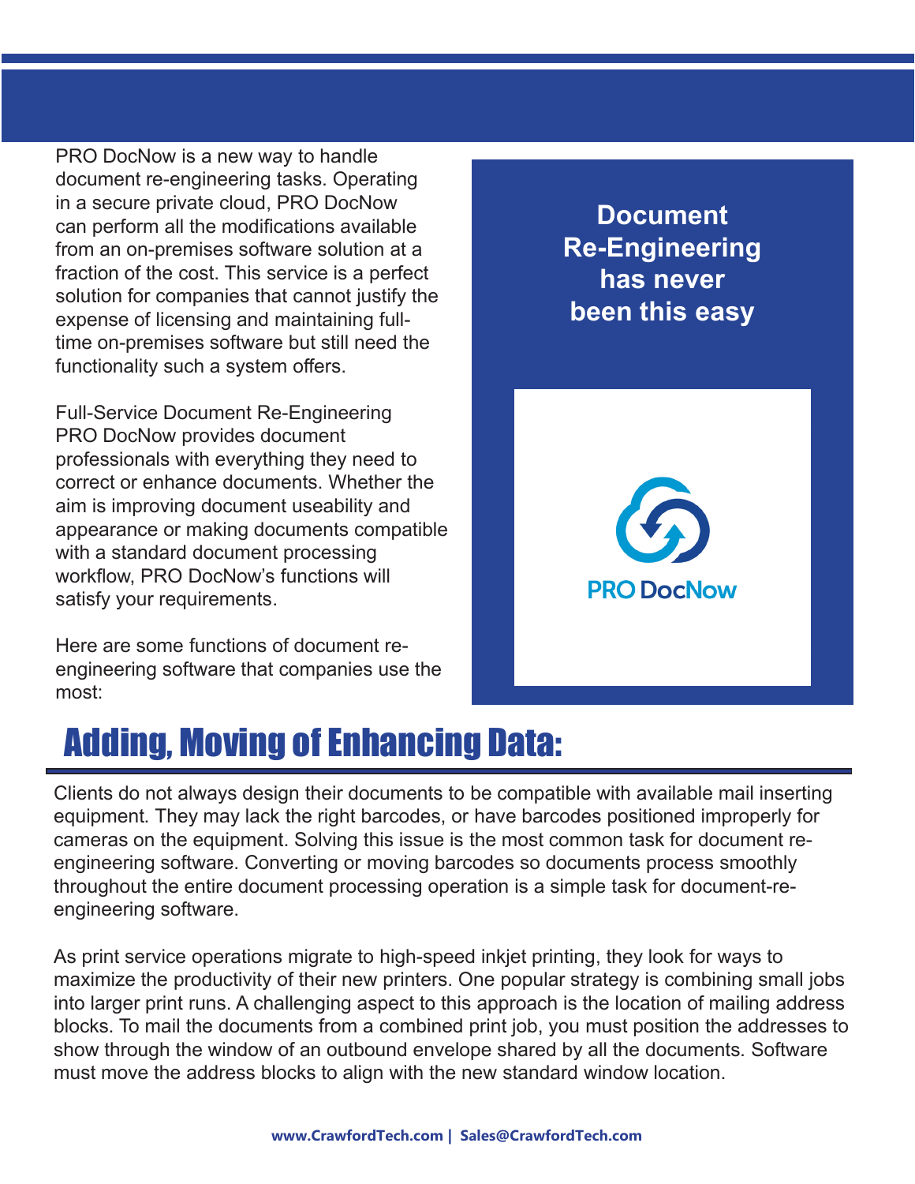PRO DocNow is a new way to handle document re-engineering tasks. Operating in a secure private cloud, PRO DocNow can perform all the modifications available from an on-premises software solution at a fraction of the cost. This service is a perfect solution for companies that cannot justify the expense of licensing and maintaining full-time on-premises software but still need the functionality such a system offers.

Full-Service Document Re-Engineering PRO DocNow provides document professionals with everything they need to correct or enhance documents. Whether the aim is improving document useability and appearance or making documents compatible with a standard document processing workflow, PRO DocNow's functions will satisfy your requirements.

Here are some functions of document re-engineering software that companies use the most:

**Document Re-Engineering has never been this easy**

PRO DocNow

## Adding, Moving of Enhancing Data:

Clients do not always design their documents to be compatible with available mail inserting equipment. They may lack the right barcodes, or have barcodes positioned improperly for cameras on the equipment. Solving this issue is the most common task for document re-engineering software. Converting or moving barcodes so documents process smoothly throughout the entire document processing operation is a simple task for document-re-engineering software.

As print service operations migrate to high-speed inkjet printing, they look for ways to maximize the productivity of their new printers. One popular strategy is combining small jobs into larger print runs. A challenging aspect to this approach is the location of mailing address blocks. To mail the documents from a combined print job, you must position the addresses to show through the window of an outbound envelope shared by all the documents. Software must move the address blocks to align with the new standard window location.

www.CrawfordTech.com | Sales@CrawfordTech.com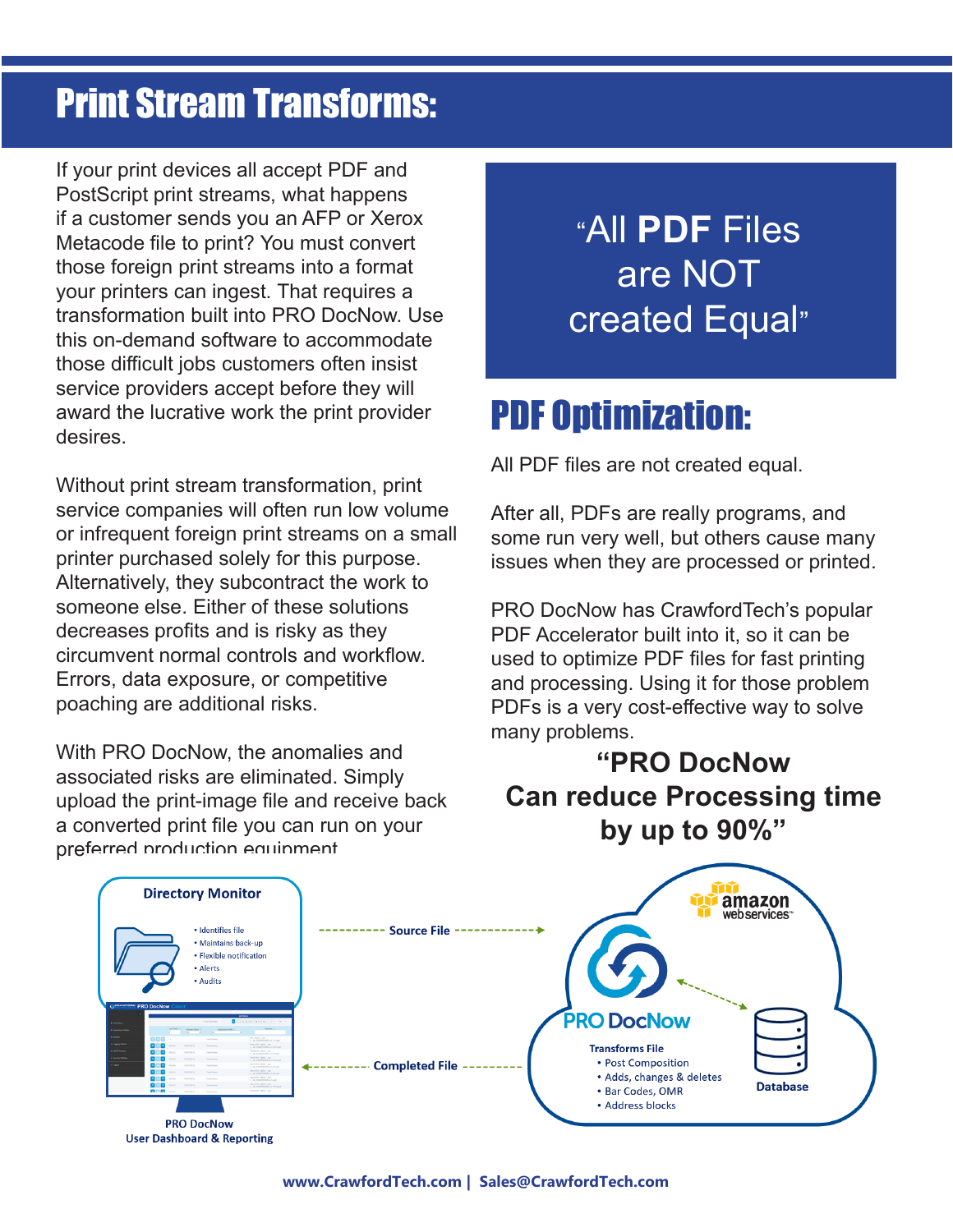# Print Stream Transforms:

If your print devices all accept PDF and PostScript print streams, what happens if a customer sends you an AFP or Xerox Metacode file to print? You must convert those foreign print streams into a format your printers can ingest. That requires a transformation built into PRO DocNow. Use this on-demand software to accommodate those difficult jobs customers often insist service providers accept before they will award the lucrative work the print provider desires.

Without print stream transformation, print service companies will often run low volume or infrequent foreign print streams on a small printer purchased solely for this purpose. Alternatively, they subcontract the work to someone else. Either of these solutions decreases profits and is risky as they circumvent normal controls and workflow. Errors, data exposure, or competitive poaching are additional risks.

With PRO DocNow, the anomalies and associated risks are eliminated. Simply upload the print-image file and receive back a converted print file you can run on your preferred production equipment.

> "All **PDF** Files are NOT created Equal"

## PDF Optimization:

All PDF files are not created equal.

After all, PDFs are really programs, and some run very well, but others cause many issues when they are processed or printed.

PRO DocNow has CrawfordTech's popular PDF Accelerator built into it, so it can be used to optimize PDF files for fast printing and processing. Using it for those problem PDFs is a very cost-effective way to solve many problems.

**"PRO DocNow Can reduce Processing time by up to 90%"**

**Directory Monitor**

- Identifies file
- Maintains back-up
- Flexible notification
- Alerts
- Audits

Source File →

← Completed File

PRO DocNow User Dashboard & Reporting

amazon webservices

**PRO DocNow**

Transforms File

- Post Composition
- Adds, changes & deletes
- Bar Codes, OMR
- Address blocks

Database

www.CrawfordTech.com | Sales@CrawfordTech.com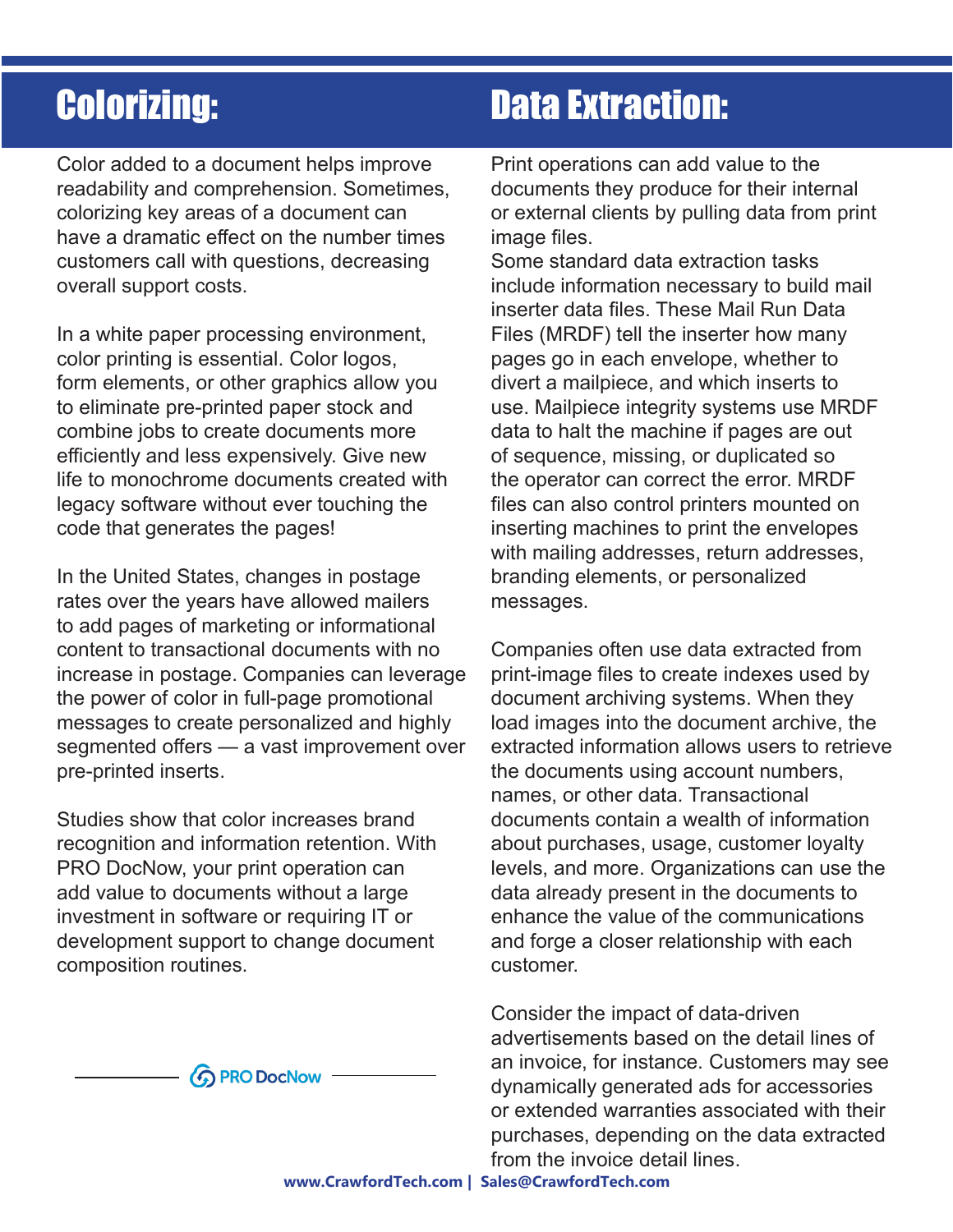## Colorizing:

Color added to a document helps improve readability and comprehension. Sometimes, colorizing key areas of a document can have a dramatic effect on the number times customers call with questions, decreasing overall support costs.

In a white paper processing environment, color printing is essential. Color logos, form elements, or other graphics allow you to eliminate pre-printed paper stock and combine jobs to create documents more efficiently and less expensively. Give new life to monochrome documents created with legacy software without ever touching the code that generates the pages!

In the United States, changes in postage rates over the years have allowed mailers to add pages of marketing or informational content to transactional documents with no increase in postage. Companies can leverage the power of color in full-page promotional messages to create personalized and highly segmented offers — a vast improvement over pre-printed inserts.

Studies show that color increases brand recognition and information retention. With PRO DocNow, your print operation can add value to documents without a large investment in software or requiring IT or development support to change document composition routines.

PRO DocNow

## Data Extraction:

Print operations can add value to the documents they produce for their internal or external clients by pulling data from print image files.
Some standard data extraction tasks include information necessary to build mail inserter data files. These Mail Run Data Files (MRDF) tell the inserter how many pages go in each envelope, whether to divert a mailpiece, and which inserts to use. Mailpiece integrity systems use MRDF data to halt the machine if pages are out of sequence, missing, or duplicated so the operator can correct the error. MRDF files can also control printers mounted on inserting machines to print the envelopes with mailing addresses, return addresses, branding elements, or personalized messages.

Companies often use data extracted from print-image files to create indexes used by document archiving systems. When they load images into the document archive, the extracted information allows users to retrieve the documents using account numbers, names, or other data. Transactional documents contain a wealth of information about purchases, usage, customer loyalty levels, and more. Organizations can use the data already present in the documents to enhance the value of the communications and forge a closer relationship with each customer.

Consider the impact of data-driven advertisements based on the detail lines of an invoice, for instance. Customers may see dynamically generated ads for accessories or extended warranties associated with their purchases, depending on the data extracted from the invoice detail lines.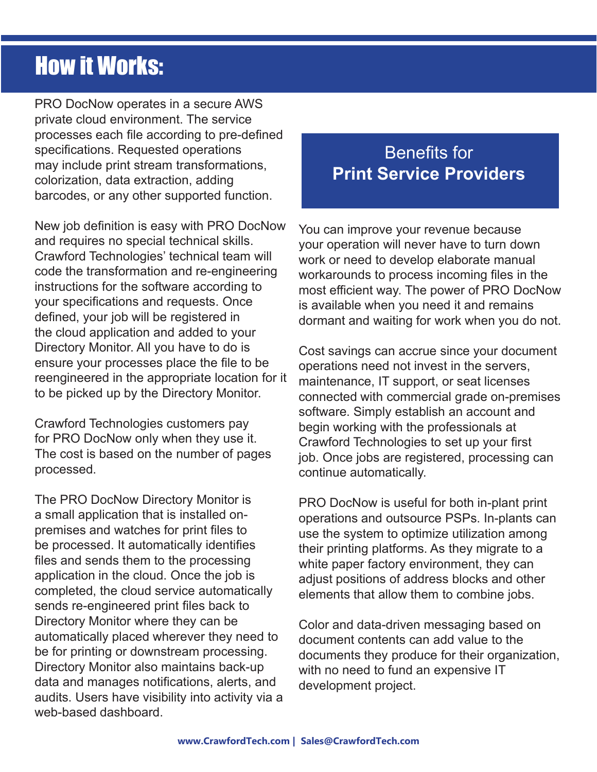# How it Works:

PRO DocNow operates in a secure AWS private cloud environment. The service processes each file according to pre-defined specifications. Requested operations may include print stream transformations, colorization, data extraction, adding barcodes, or any other supported function.

New job definition is easy with PRO DocNow and requires no special technical skills. Crawford Technologies' technical team will code the transformation and re-engineering instructions for the software according to your specifications and requests. Once defined, your job will be registered in the cloud application and added to your Directory Monitor. All you have to do is ensure your processes place the file to be reengineered in the appropriate location for it to be picked up by the Directory Monitor.

Crawford Technologies customers pay for PRO DocNow only when they use it. The cost is based on the number of pages processed.

The PRO DocNow Directory Monitor is a small application that is installed on-premises and watches for print files to be processed. It automatically identifies files and sends them to the processing application in the cloud. Once the job is completed, the cloud service automatically sends re-engineered print files back to Directory Monitor where they can be automatically placed wherever they need to be for printing or downstream processing. Directory Monitor also maintains back-up data and manages notifications, alerts, and audits. Users have visibility into activity via a web-based dashboard.

## Benefits for **Print Service Providers**

You can improve your revenue because your operation will never have to turn down work or need to develop elaborate manual workarounds to process incoming files in the most efficient way. The power of PRO DocNow is available when you need it and remains dormant and waiting for work when you do not.

Cost savings can accrue since your document operations need not invest in the servers, maintenance, IT support, or seat licenses connected with commercial grade on-premises software. Simply establish an account and begin working with the professionals at Crawford Technologies to set up your first job. Once jobs are registered, processing can continue automatically.

PRO DocNow is useful for both in-plant print operations and outsource PSPs. In-plants can use the system to optimize utilization among their printing platforms. As they migrate to a white paper factory environment, they can adjust positions of address blocks and other elements that allow them to combine jobs.

Color and data-driven messaging based on document contents can add value to the documents they produce for their organization, with no need to fund an expensive IT development project.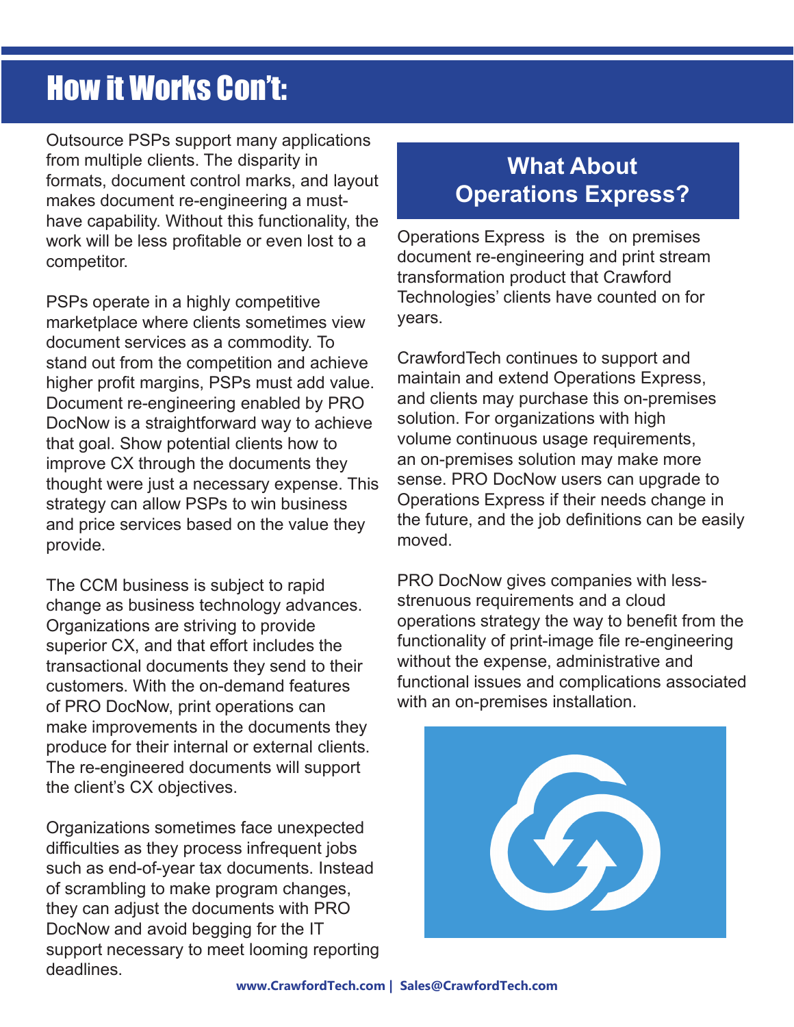# How it Works Con't:

Outsource PSPs support many applications from multiple clients. The disparity in formats, document control marks, and layout makes document re-engineering a must-have capability. Without this functionality, the work will be less profitable or even lost to a competitor.

PSPs operate in a highly competitive marketplace where clients sometimes view document services as a commodity. To stand out from the competition and achieve higher profit margins, PSPs must add value. Document re-engineering enabled by PRO DocNow is a straightforward way to achieve that goal. Show potential clients how to improve CX through the documents they thought were just a necessary expense. This strategy can allow PSPs to win business and price services based on the value they provide.

The CCM business is subject to rapid change as business technology advances. Organizations are striving to provide superior CX, and that effort includes the transactional documents they send to their customers. With the on-demand features of PRO DocNow, print operations can make improvements in the documents they produce for their internal or external clients. The re-engineered documents will support the client's CX objectives.

Organizations sometimes face unexpected difficulties as they process infrequent jobs such as end-of-year tax documents. Instead of scrambling to make program changes, they can adjust the documents with PRO DocNow and avoid begging for the IT support necessary to meet looming reporting deadlines.

## What About Operations Express?

Operations Express is the on premises document re-engineering and print stream transformation product that Crawford Technologies' clients have counted on for years.

CrawfordTech continues to support and maintain and extend Operations Express, and clients may purchase this on-premises solution. For organizations with high volume continuous usage requirements, an on-premises solution may make more sense. PRO DocNow users can upgrade to Operations Express if their needs change in the future, and the job definitions can be easily moved.

PRO DocNow gives companies with less-strenuous requirements and a cloud operations strategy the way to benefit from the functionality of print-image file re-engineering without the expense, administrative and functional issues and complications associated with an on-premises installation.

www.CrawfordTech.com | Sales@CrawfordTech.com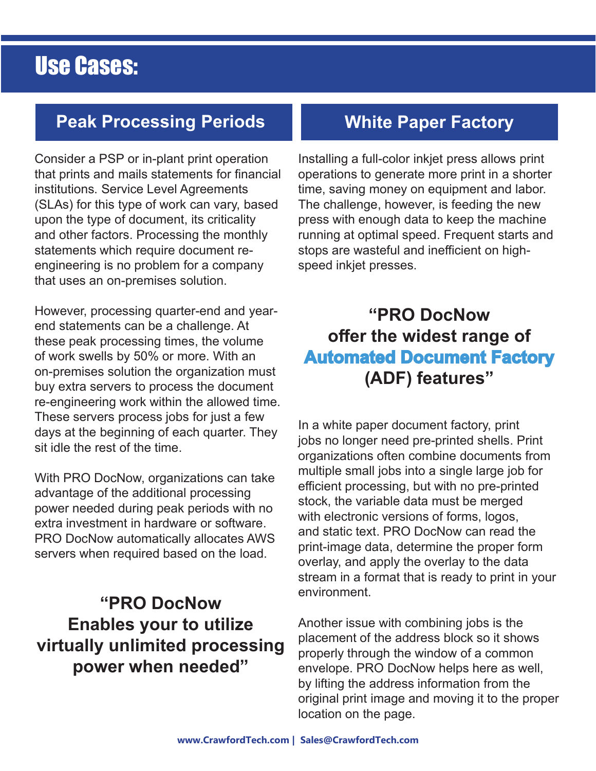# Use Cases:

## Peak Processing Periods

Consider a PSP or in-plant print operation that prints and mails statements for financial institutions. Service Level Agreements (SLAs) for this type of work can vary, based upon the type of document, its criticality and other factors. Processing the monthly statements which require document re-engineering is no problem for a company that uses an on-premises solution.

However, processing quarter-end and year-end statements can be a challenge. At these peak processing times, the volume of work swells by 50% or more. With an on-premises solution the organization must buy extra servers to process the document re-engineering work within the allowed time. These servers process jobs for just a few days at the beginning of each quarter. They sit idle the rest of the time.

With PRO DocNow, organizations can take advantage of the additional processing power needed during peak periods with no extra investment in hardware or software. PRO DocNow automatically allocates AWS servers when required based on the load.

**“PRO DocNow Enables your to utilize virtually unlimited processing power when needed”**

## White Paper Factory

Installing a full-color inkjet press allows print operations to generate more print in a shorter time, saving money on equipment and labor. The challenge, however, is feeding the new press with enough data to keep the machine running at optimal speed. Frequent starts and stops are wasteful and inefficient on high-speed inkjet presses.

**“PRO DocNow offer the widest range of Automated Document Factory (ADF) features”**

In a white paper document factory, print jobs no longer need pre-printed shells. Print organizations often combine documents from multiple small jobs into a single large job for efficient processing, but with no pre-printed stock, the variable data must be merged with electronic versions of forms, logos, and static text. PRO DocNow can read the print-image data, determine the proper form overlay, and apply the overlay to the data stream in a format that is ready to print in your environment.

Another issue with combining jobs is the placement of the address block so it shows properly through the window of a common envelope. PRO DocNow helps here as well, by lifting the address information from the original print image and moving it to the proper location on the page.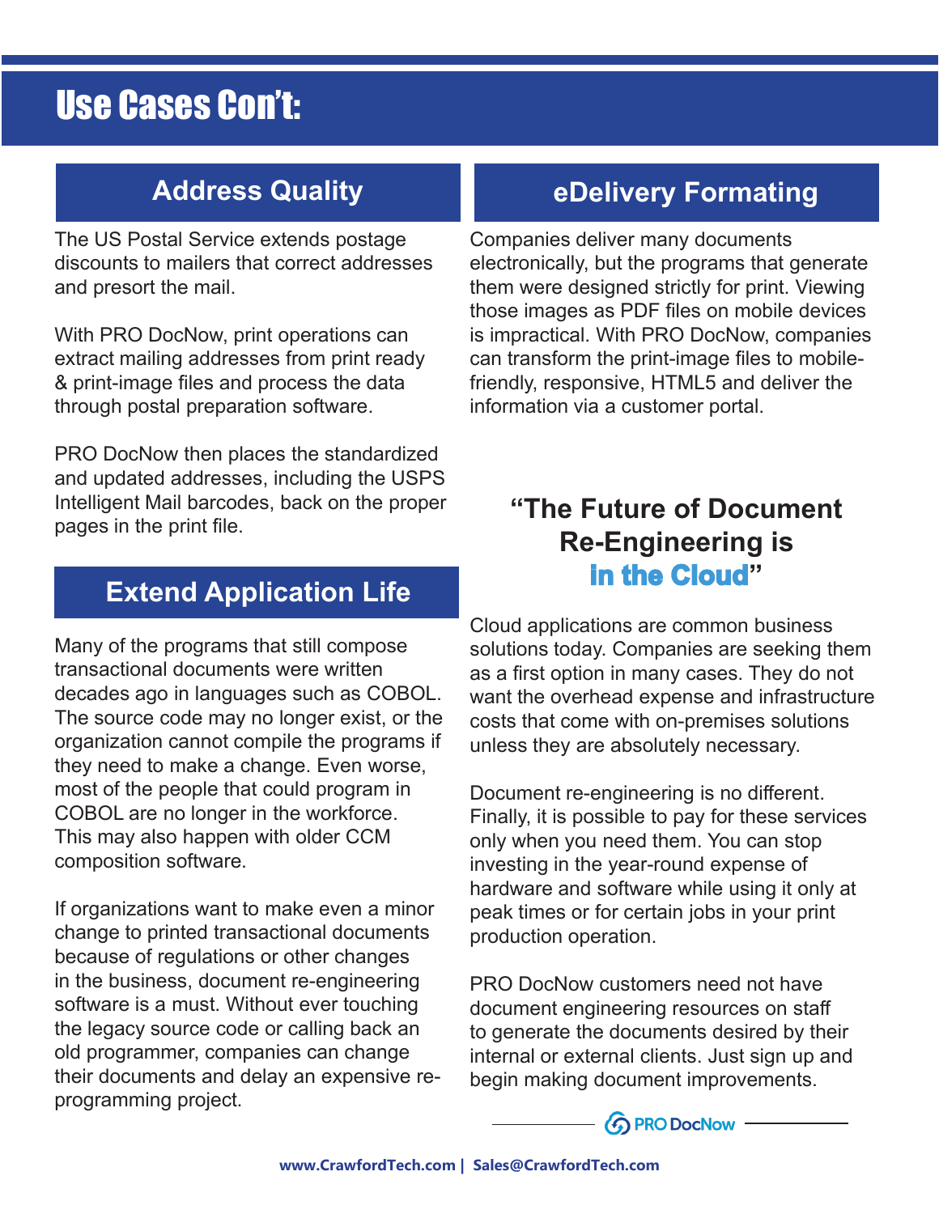# Use Cases Con't:

## Address Quality

The US Postal Service extends postage discounts to mailers that correct addresses and presort the mail.

With PRO DocNow, print operations can extract mailing addresses from print ready & print-image files and process the data through postal preparation software.

PRO DocNow then places the standardized and updated addresses, including the USPS Intelligent Mail barcodes, back on the proper pages in the print file.

## Extend Application Life

Many of the programs that still compose transactional documents were written decades ago in languages such as COBOL. The source code may no longer exist, or the organization cannot compile the programs if they need to make a change. Even worse, most of the people that could program in COBOL are no longer in the workforce. This may also happen with older CCM composition software.

If organizations want to make even a minor change to printed transactional documents because of regulations or other changes in the business, document re-engineering software is a must. Without ever touching the legacy source code or calling back an old programmer, companies can change their documents and delay an expensive re-programming project.

## eDelivery Formating

Companies deliver many documents electronically, but the programs that generate them were designed strictly for print. Viewing those images as PDF files on mobile devices is impractical. With PRO DocNow, companies can transform the print-image files to mobile-friendly, responsive, HTML5 and deliver the information via a customer portal.

### "The Future of Document Re-Engineering is in the Cloud"

Cloud applications are common business solutions today. Companies are seeking them as a first option in many cases. They do not want the overhead expense and infrastructure costs that come with on-premises solutions unless they are absolutely necessary.

Document re-engineering is no different. Finally, it is possible to pay for these services only when you need them. You can stop investing in the year-round expense of hardware and software while using it only at peak times or for certain jobs in your print production operation.

PRO DocNow customers need not have document engineering resources on staff to generate the documents desired by their internal or external clients. Just sign up and begin making document improvements.

PRO DocNow

www.CrawfordTech.com | Sales@CrawfordTech.com